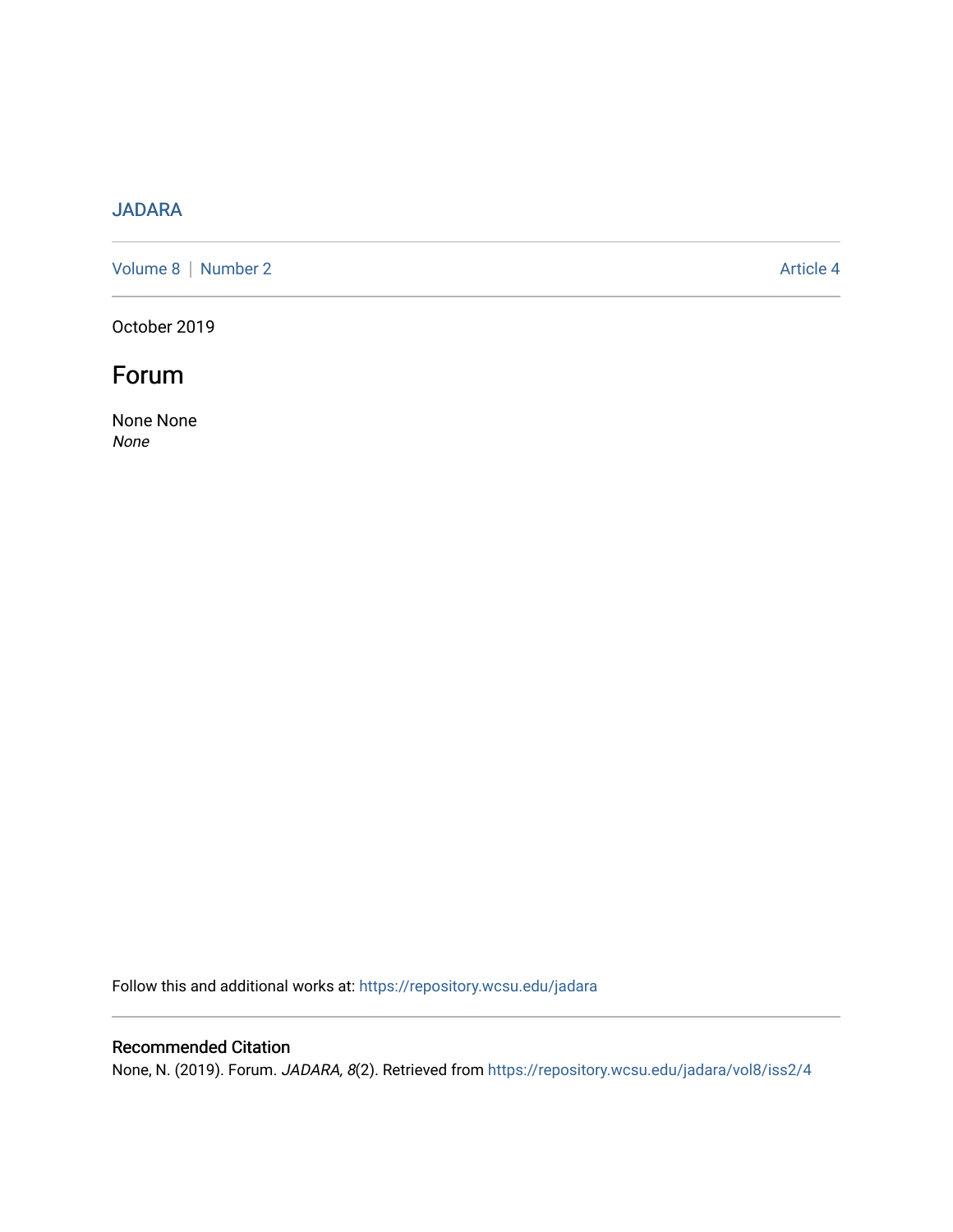JADARA

Volume 8 | Number 2 Article 4

October 2019

# Forum

None None
*None*

Follow this and additional works at: https://repository.wcsu.edu/jadara

## Recommended Citation

None, N. (2019). Forum. *JADARA, 8*(2). Retrieved from https://repository.wcsu.edu/jadara/vol8/iss2/4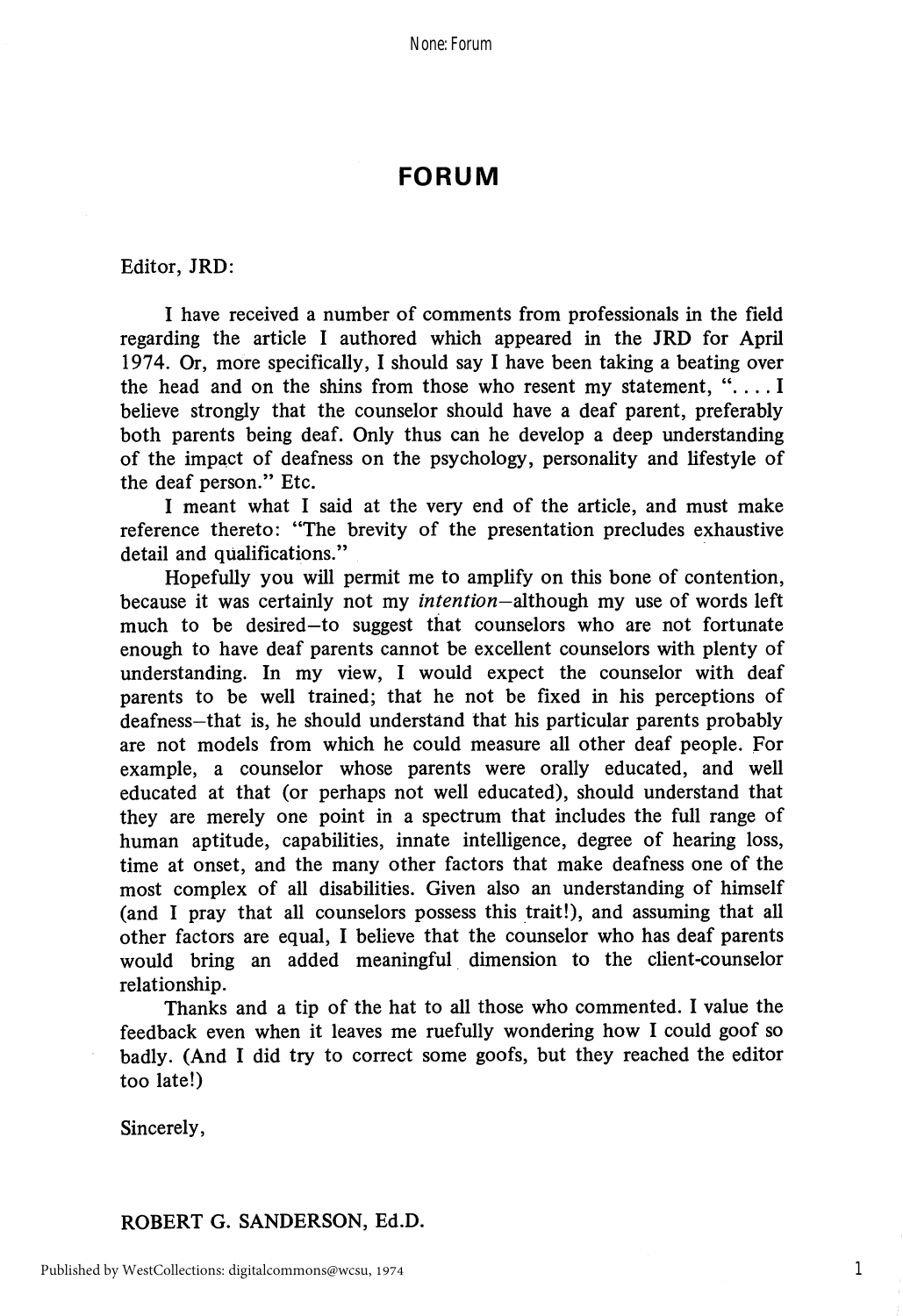# FORUM

Editor, JRD:

I have received a number of comments from professionals in the field regarding the article I authored which appeared in the JRD for April 1974. Or, more specifically, I should say I have been taking a beating over the head and on the shins from those who resent my statement, ". . . . I believe strongly that the counselor should have a deaf parent, preferably both parents being deaf. Only thus can he develop a deep understanding of the impact of deafness on the psychology, personality and lifestyle of the deaf person." Etc.

I meant what I said at the very end of the article, and must make reference thereto: "The brevity of the presentation precludes exhaustive detail and qualifications."

Hopefully you will permit me to amplify on this bone of contention, because it was certainly not my *intention*—although my use of words left much to be desired—to suggest that counselors who are not fortunate enough to have deaf parents cannot be excellent counselors with plenty of understanding. In my view, I would expect the counselor with deaf parents to be well trained; that he not be fixed in his perceptions of deafness—that is, he should understand that his particular parents probably are not models from which he could measure all other deaf people. For example, a counselor whose parents were orally educated, and well educated at that (or perhaps not well educated), should understand that they are merely one point in a spectrum that includes the full range of human aptitude, capabilities, innate intelligence, degree of hearing loss, time at onset, and the many other factors that make deafness one of the most complex of all disabilities. Given also an understanding of himself (and I pray that all counselors possess this trait!), and assuming that all other factors are equal, I believe that the counselor who has deaf parents would bring an added meaningful dimension to the client-counselor relationship.

Thanks and a tip of the hat to all those who commented. I value the feedback even when it leaves me ruefully wondering how I could goof so badly. (And I did try to correct some goofs, but they reached the editor too late!)

Sincerely,

ROBERT G. SANDERSON, Ed.D.